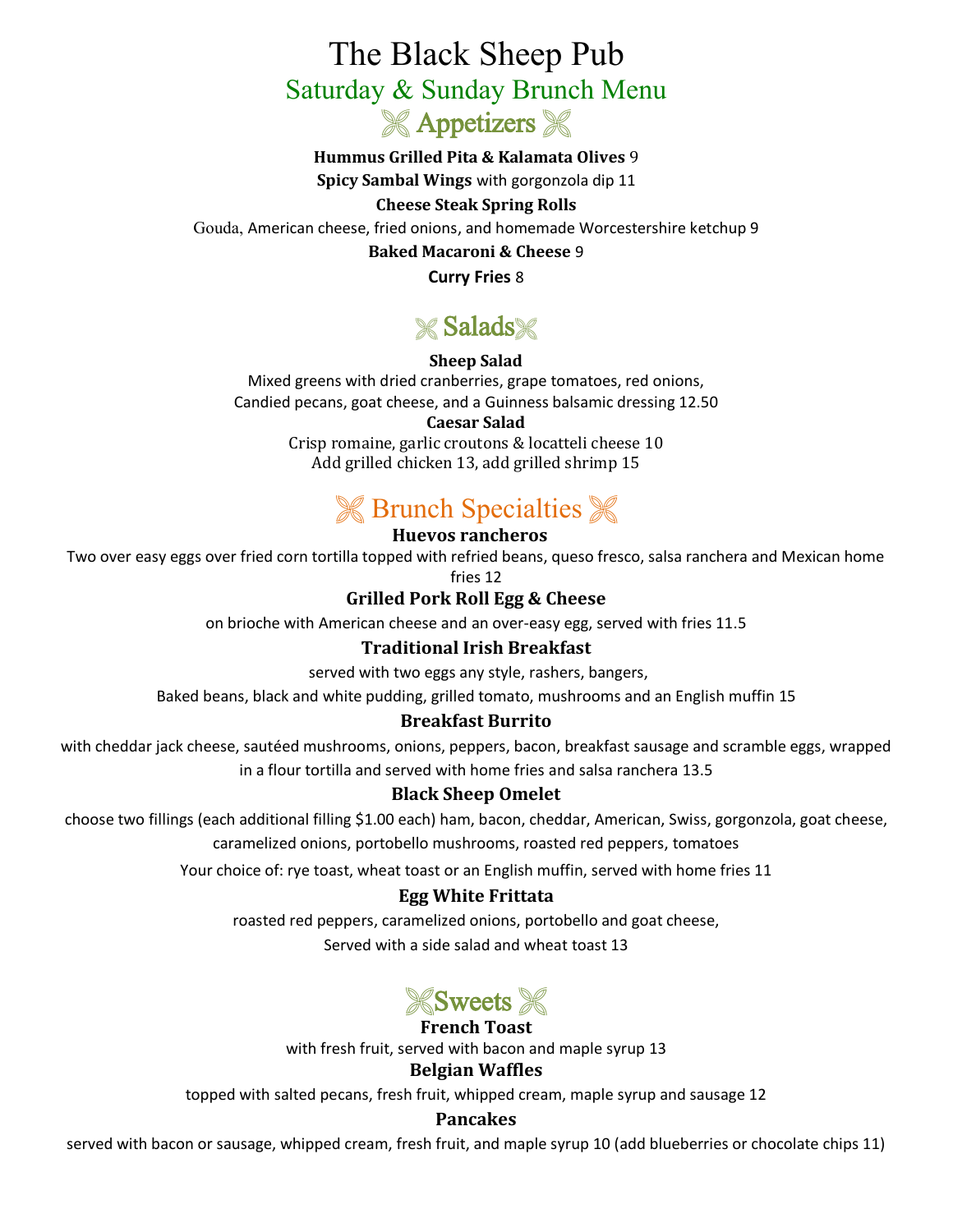# The Black Sheep Pub

## Saturday & Sunday Brunch Menu

## Appetizers

**Hummus Grilled Pita & Kalamata Olives** 9

**Spicy Sambal Wings** with gorgonzola dip 11

**Cheese Steak Spring Rolls**

Gouda, American cheese, fried onions, and homemade Worcestershire ketchup 9

**Baked Macaroni & Cheese** 9

**Curry Fries** 8

## Salads

**Sheep Salad**

Mixed greens with dried cranberries, grape tomatoes, red onions, Candied pecans, goat cheese, and a Guinness balsamic dressing 12.50

**Caesar Salad**

Crisp romaine, garlic croutons & locatteli cheese 10

Add grilled chicken 13, add grilled shrimp 15

## Brunch Specialties

**Huevos rancheros**

Two over easy eggs over fried corn tortilla topped with refried beans, queso fresco, salsa ranchera and Mexican home fries 12

**Grilled Pork Roll Egg & Cheese**

on brioche with American cheese and an over-easy egg, served with fries 11.5

**Traditional Irish Breakfast**

served with two eggs any style, rashers, bangers,

Baked beans, black and white pudding, grilled tomato, mushrooms and an English muffin 15

**Breakfast Burrito**

with cheddar jack cheese, sautéed mushrooms, onions, peppers, bacon, breakfast sausage and scramble eggs, wrapped in a flour tortilla and served with home fries and salsa ranchera 13.5

**Black Sheep Omelet**

choose two fillings (each additional filling $1.00 each) ham, bacon, cheddar, American, Swiss, gorgonzola, goat cheese, caramelized onions, portobello mushrooms, roasted red peppers, tomatoes

Your choice of: rye toast, wheat toast or an English muffin, served with home fries 11

**Egg White Frittata**

roasted red peppers, caramelized onions, portobello and goat cheese,

Served with a side salad and wheat toast 13

## Sweets

**French Toast**

with fresh fruit, served with bacon and maple syrup 13

**Belgian Waffles**

topped with salted pecans, fresh fruit, whipped cream, maple syrup and sausage 12

**Pancakes**

served with bacon or sausage, whipped cream, fresh fruit, and maple syrup 10 (add blueberries or chocolate chips 11)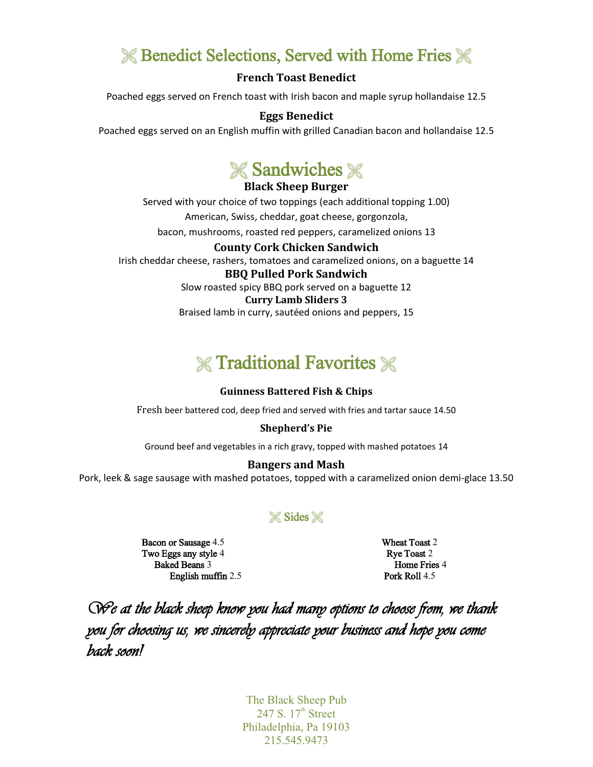## ✂ Benedict Selections, Served with Home Fries ✂

### French Toast Benedict

Poached eggs served on French toast with Irish bacon and maple syrup hollandaise 12.5

### Eggs Benedict

Poached eggs served on an English muffin with grilled Canadian bacon and hollandaise 12.5

## ✂ Sandwiches ✂

### Black Sheep Burger

Served with your choice of two toppings (each additional topping 1.00)

American, Swiss, cheddar, goat cheese, gorgonzola,

bacon, mushrooms, roasted red peppers, caramelized onions 13

### County Cork Chicken Sandwich

Irish cheddar cheese, rashers, tomatoes and caramelized onions, on a baguette 14

### BBQ Pulled Pork Sandwich

Slow roasted spicy BBQ pork served on a baguette 12

### Curry Lamb Sliders 3

Braised lamb in curry, sautéed onions and peppers, 15

## ✂ Traditional Favorites ✂

### Guinness Battered Fish & Chips

Fresh beer battered cod, deep fried and served with fries and tartar sauce 14.50

### Shepherd's Pie

Ground beef and vegetables in a rich gravy, topped with mashed potatoes 14

### Bangers and Mash

Pork, leek & sage sausage with mashed potatoes, topped with a caramelized onion demi-glace 13.50

### ✂ Sides ✂

**Bacon or Sausage** 4.5
**Two Eggs any style** 4
**Baked Beans** 3
**English muffin** 2.5

**Wheat Toast** 2
**Rye Toast** 2
**Home Fries** 4
**Pork Roll** 4.5

*We at the black sheep know you had many options to choose from, we thank you for choosing us, we sincerely appreciate your business and hope you come back soon!*

The Black Sheep Pub
247 S. 17th Street
Philadelphia, Pa 19103
215.545.9473